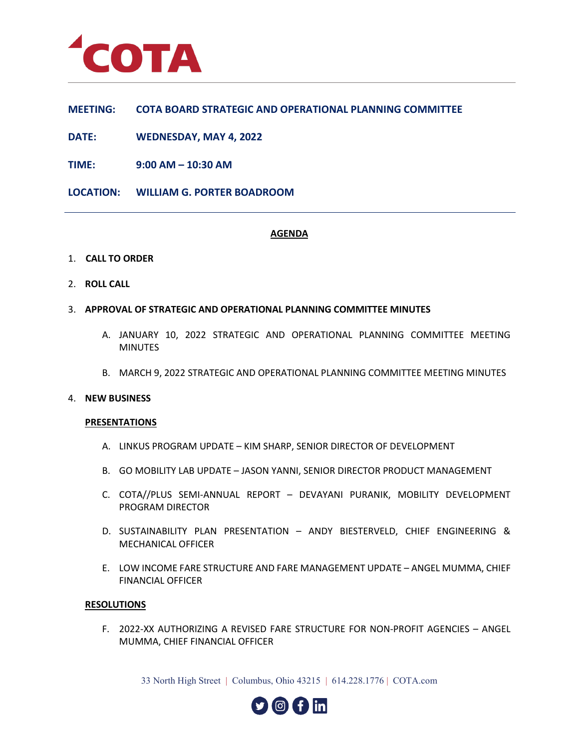**COTA**

---

**MEETING:** COTA BOARD STRATEGIC AND OPERATIONAL PLANNING COMMITTEE

**DATE:** WEDNESDAY, MAY 4, 2022

**TIME:** 9:00 AM – 10:30 AM

**LOCATION:** WILLIAM G. PORTER BOADROOM

---

## AGENDA

1. **CALL TO ORDER**

2. **ROLL CALL**

3. **APPROVAL OF STRATEGIC AND OPERATIONAL PLANNING COMMITTEE MINUTES**

   A. JANUARY 10, 2022 STRATEGIC AND OPERATIONAL PLANNING COMMITTEE MEETING MINUTES

   B. MARCH 9, 2022 STRATEGIC AND OPERATIONAL PLANNING COMMITTEE MEETING MINUTES

4. **NEW BUSINESS**

   **PRESENTATIONS**

   A. LINKUS PROGRAM UPDATE – KIM SHARP, SENIOR DIRECTOR OF DEVELOPMENT

   B. GO MOBILITY LAB UPDATE – JASON YANNI, SENIOR DIRECTOR PRODUCT MANAGEMENT

   C. COTA//PLUS SEMI-ANNUAL REPORT – DEVAYANI PURANIK, MOBILITY DEVELOPMENT PROGRAM DIRECTOR

   D. SUSTAINABILITY PLAN PRESENTATION – ANDY BIESTERVELD, CHIEF ENGINEERING & MECHANICAL OFFICER

   E. LOW INCOME FARE STRUCTURE AND FARE MANAGEMENT UPDATE – ANGEL MUMMA, CHIEF FINANCIAL OFFICER

   **RESOLUTIONS**

   F. 2022-XX AUTHORIZING A REVISED FARE STRUCTURE FOR NON-PROFIT AGENCIES – ANGEL MUMMA, CHIEF FINANCIAL OFFICER

33 North High Street | Columbus, Ohio 43215 | 614.228.1776 | COTA.com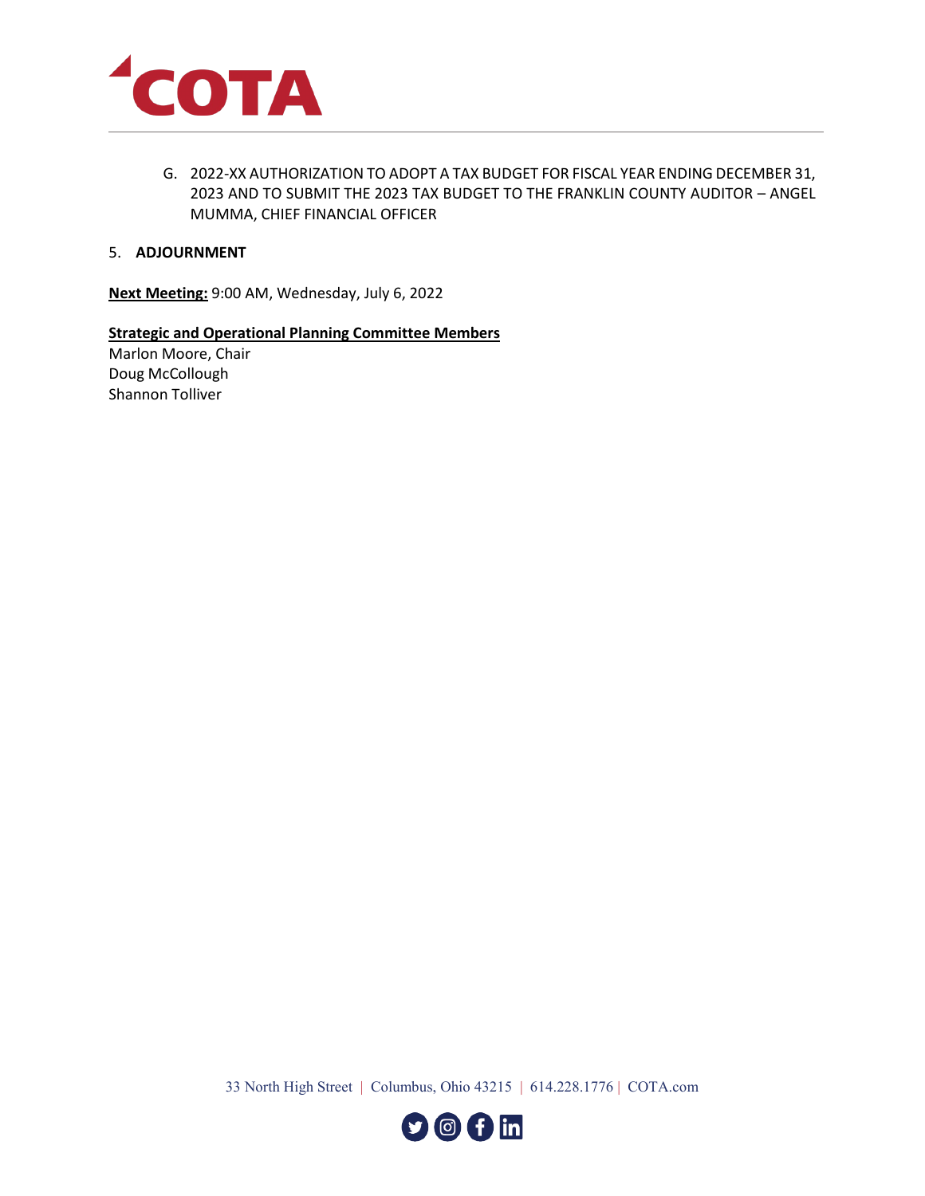G. 2022-XX AUTHORIZATION TO ADOPT A TAX BUDGET FOR FISCAL YEAR ENDING DECEMBER 31, 2023 AND TO SUBMIT THE 2023 TAX BUDGET TO THE FRANKLIN COUNTY AUDITOR – ANGEL MUMMA, CHIEF FINANCIAL OFFICER

5. **ADJOURNMENT**

**Next Meeting:** 9:00 AM, Wednesday, July 6, 2022

**Strategic and Operational Planning Committee Members**

Marlon Moore, Chair
Doug McCollough
Shannon Tolliver